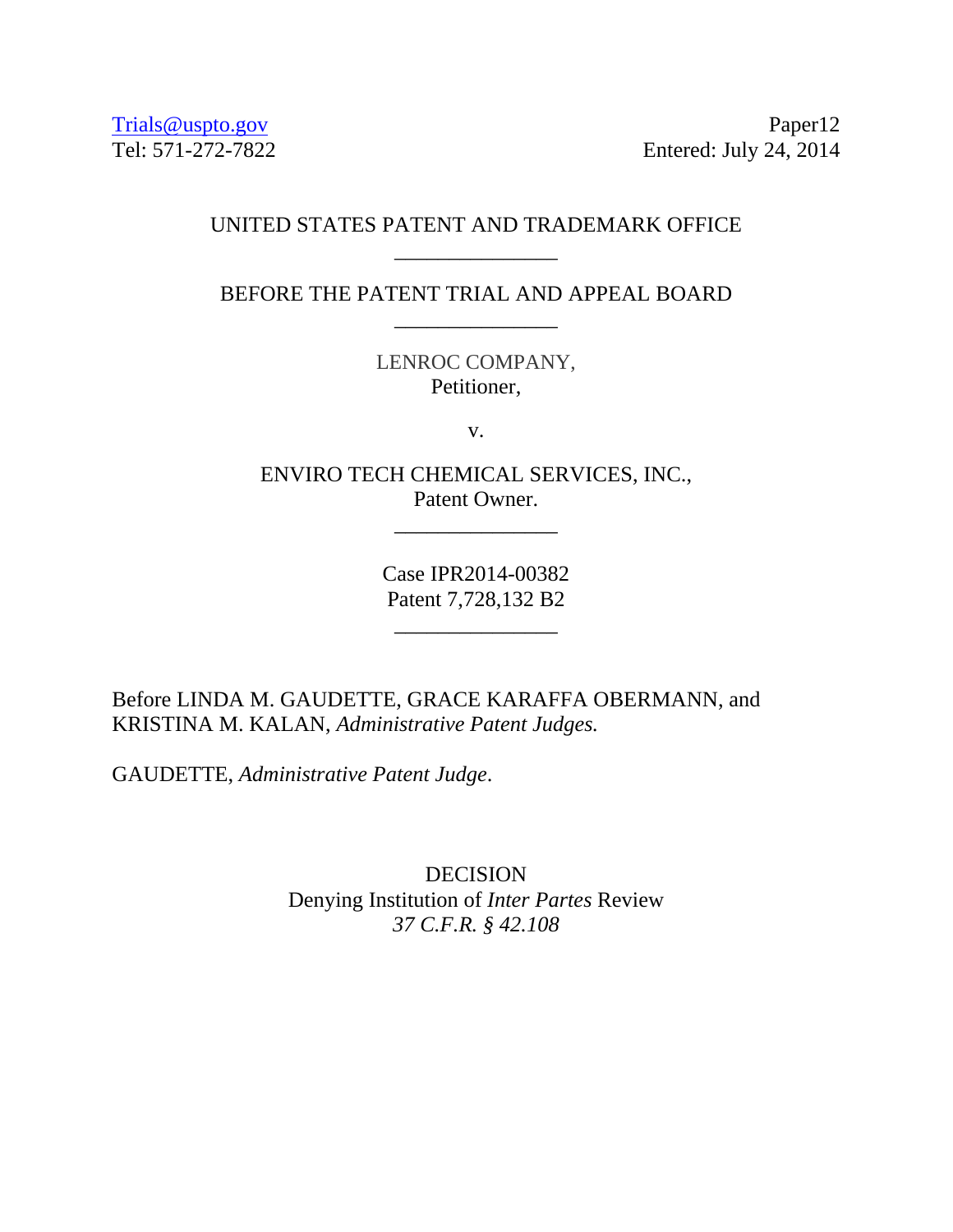Trials@uspto.gov
Tel: 571-272-7822

Paper12
Entered: July 24, 2014

UNITED STATES PATENT AND TRADEMARK OFFICE

---

BEFORE THE PATENT TRIAL AND APPEAL BOARD

---

LENROC COMPANY,
Petitioner,

v.

ENVIRO TECH CHEMICAL SERVICES, INC.,
Patent Owner.

---

Case IPR2014-00382
Patent 7,728,132 B2

---

Before LINDA M. GAUDETTE, GRACE KARAFFA OBERMANN, and KRISTINA M. KALAN, *Administrative Patent Judges.*

GAUDETTE, *Administrative Patent Judge*.

DECISION
Denying Institution of *Inter Partes* Review
*37 C.F.R. § 42.108*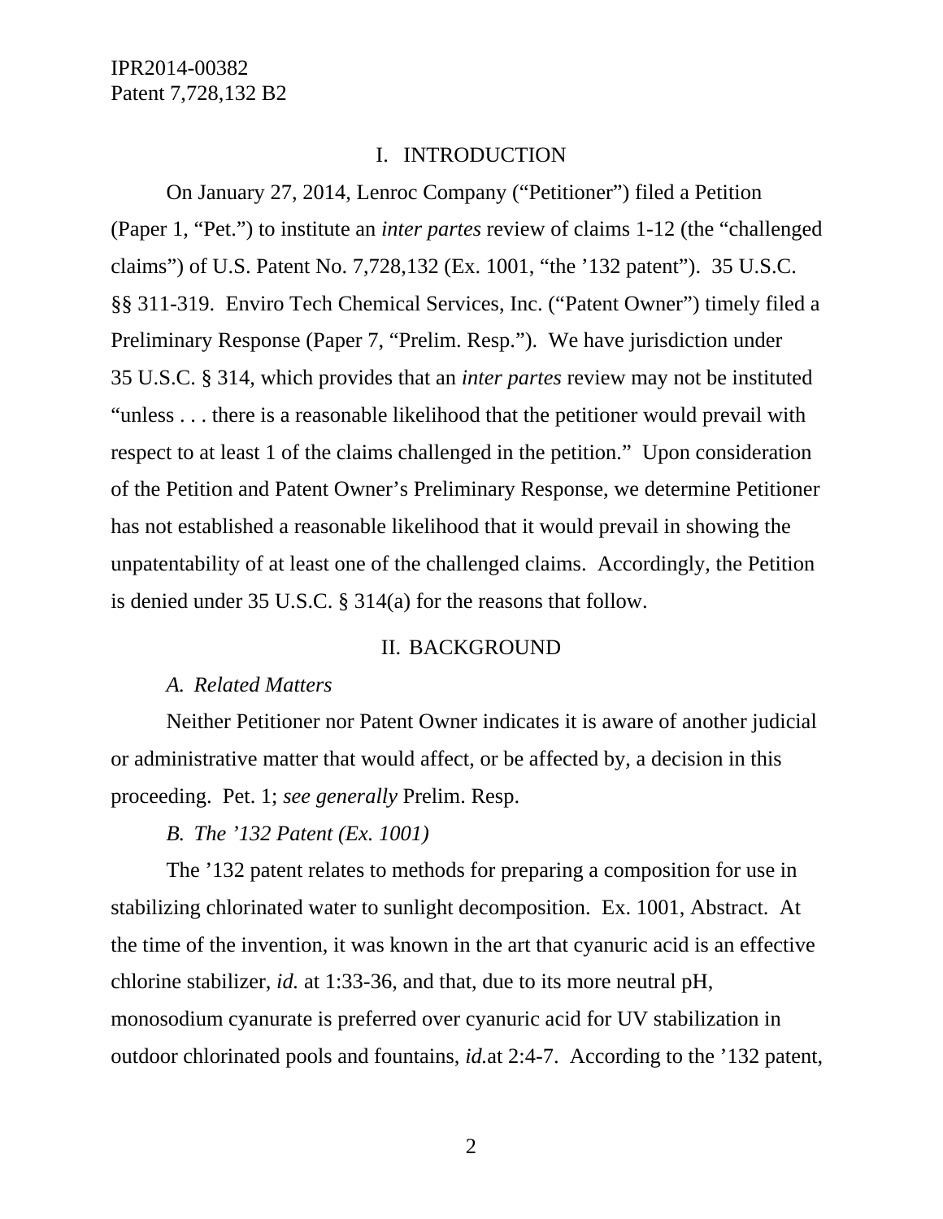## I. INTRODUCTION

On January 27, 2014, Lenroc Company ("Petitioner") filed a Petition (Paper 1, "Pet.") to institute an *inter partes* review of claims 1-12 (the "challenged claims") of U.S. Patent No. 7,728,132 (Ex. 1001, "the '132 patent"). 35 U.S.C. §§ 311-319. Enviro Tech Chemical Services, Inc. ("Patent Owner") timely filed a Preliminary Response (Paper 7, "Prelim. Resp."). We have jurisdiction under 35 U.S.C. § 314, which provides that an *inter partes* review may not be instituted "unless . . . there is a reasonable likelihood that the petitioner would prevail with respect to at least 1 of the claims challenged in the petition." Upon consideration of the Petition and Patent Owner's Preliminary Response, we determine Petitioner has not established a reasonable likelihood that it would prevail in showing the unpatentability of at least one of the challenged claims. Accordingly, the Petition is denied under 35 U.S.C. § 314(a) for the reasons that follow.

## II. BACKGROUND

### *A. Related Matters*

Neither Petitioner nor Patent Owner indicates it is aware of another judicial or administrative matter that would affect, or be affected by, a decision in this proceeding. Pet. 1; *see generally* Prelim. Resp.

### *B. The '132 Patent (Ex. 1001)*

The '132 patent relates to methods for preparing a composition for use in stabilizing chlorinated water to sunlight decomposition. Ex. 1001, Abstract. At the time of the invention, it was known in the art that cyanuric acid is an effective chlorine stabilizer, *id.* at 1:33-36, and that, due to its more neutral pH, monosodium cyanurate is preferred over cyanuric acid for UV stabilization in outdoor chlorinated pools and fountains, *id.*at 2:4-7. According to the '132 patent,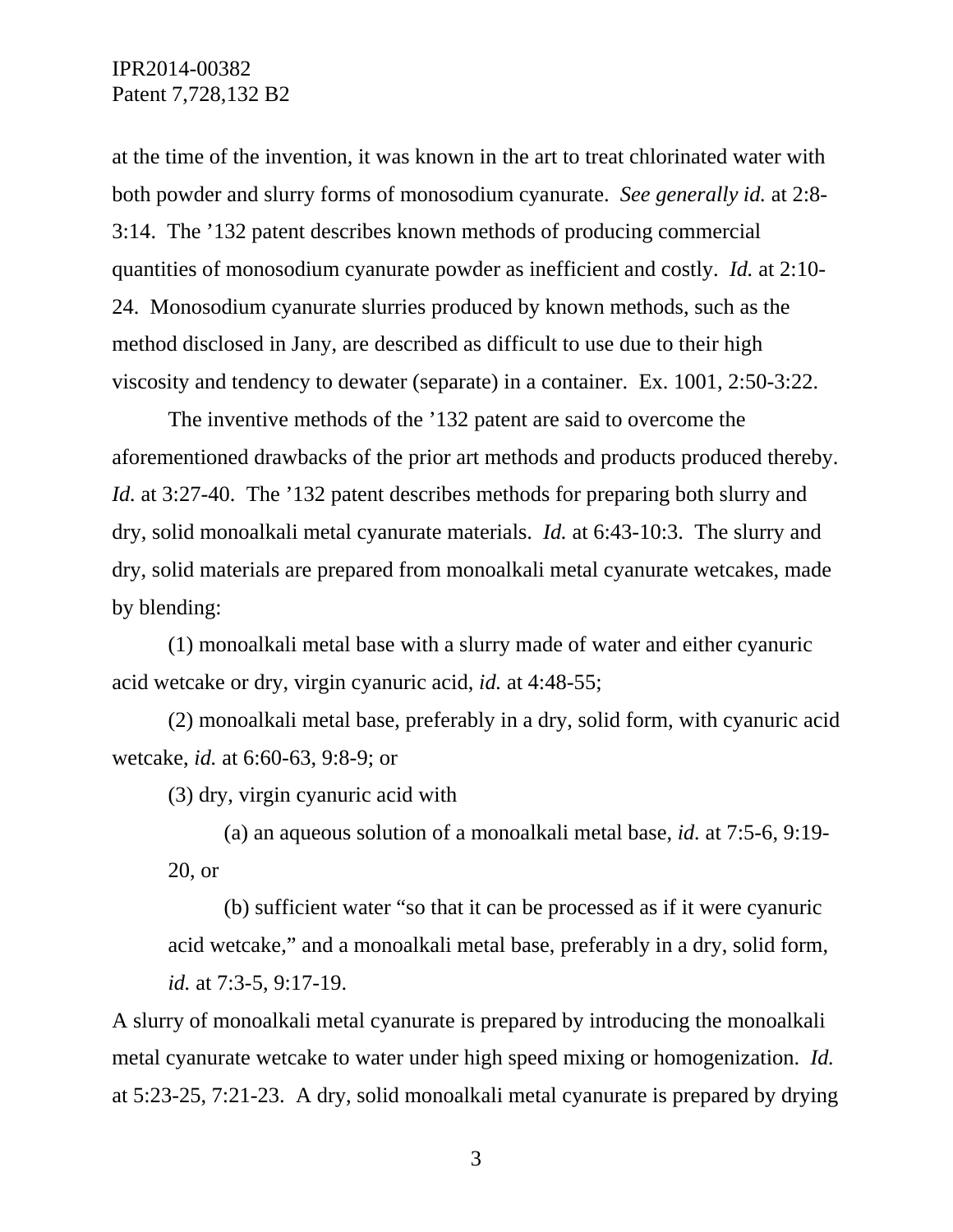at the time of the invention, it was known in the art to treat chlorinated water with both powder and slurry forms of monosodium cyanurate. *See generally id.* at 2:8-3:14. The '132 patent describes known methods of producing commercial quantities of monosodium cyanurate powder as inefficient and costly. *Id.* at 2:10-24. Monosodium cyanurate slurries produced by known methods, such as the method disclosed in Jany, are described as difficult to use due to their high viscosity and tendency to dewater (separate) in a container. Ex. 1001, 2:50-3:22.

The inventive methods of the '132 patent are said to overcome the aforementioned drawbacks of the prior art methods and products produced thereby. *Id.* at 3:27-40. The '132 patent describes methods for preparing both slurry and dry, solid monoalkali metal cyanurate materials. *Id.* at 6:43-10:3. The slurry and dry, solid materials are prepared from monoalkali metal cyanurate wetcakes, made by blending:

(1) monoalkali metal base with a slurry made of water and either cyanuric acid wetcake or dry, virgin cyanuric acid, *id.* at 4:48-55;

(2) monoalkali metal base, preferably in a dry, solid form, with cyanuric acid wetcake, *id.* at 6:60-63, 9:8-9; or

(3) dry, virgin cyanuric acid with

> (a) an aqueous solution of a monoalkali metal base, *id.* at 7:5-6, 9:19-20, or
>
> (b) sufficient water "so that it can be processed as if it were cyanuric acid wetcake," and a monoalkali metal base, preferably in a dry, solid form, *id.* at 7:3-5, 9:17-19.

A slurry of monoalkali metal cyanurate is prepared by introducing the monoalkali metal cyanurate wetcake to water under high speed mixing or homogenization. *Id.* at 5:23-25, 7:21-23. A dry, solid monoalkali metal cyanurate is prepared by drying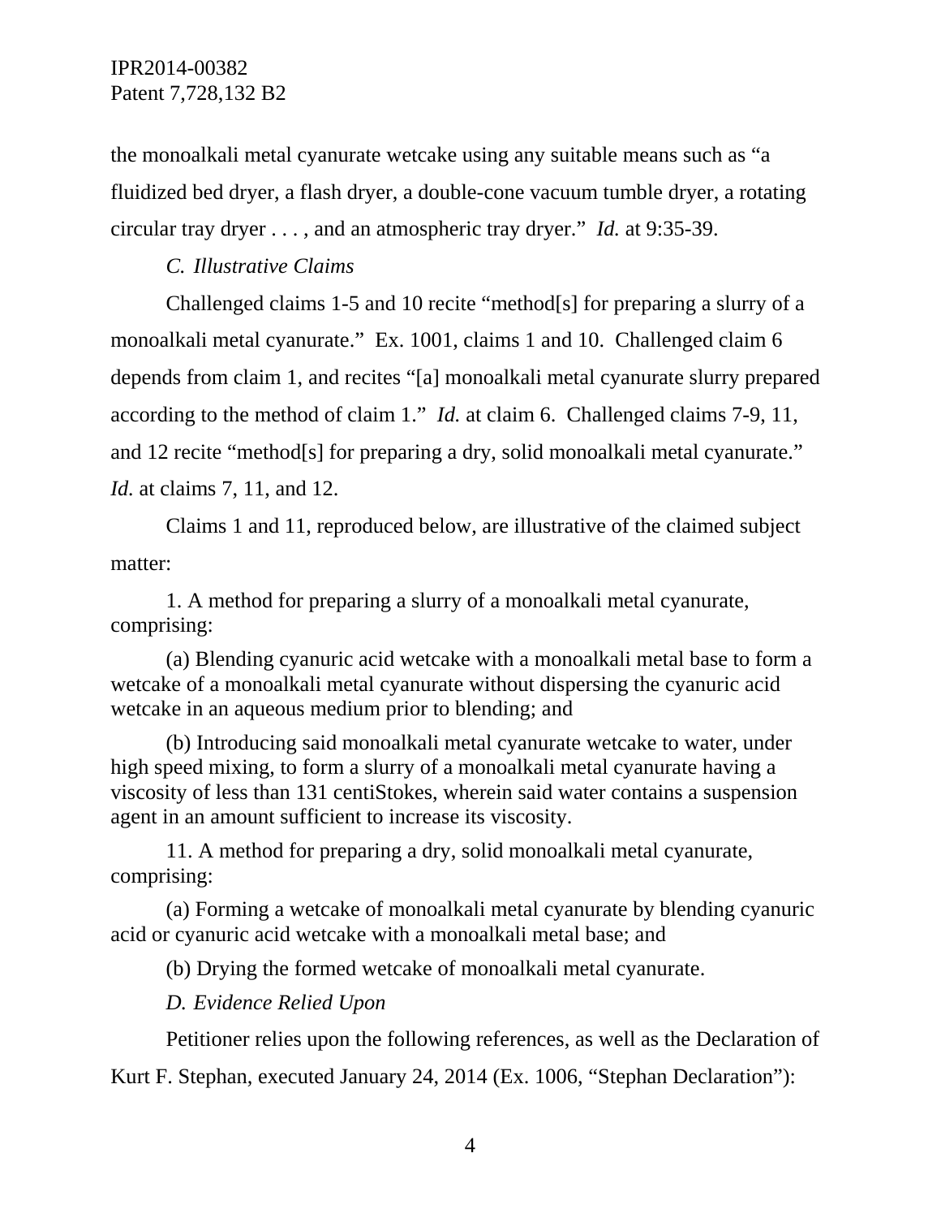the monoalkali metal cyanurate wetcake using any suitable means such as "a fluidized bed dryer, a flash dryer, a double-cone vacuum tumble dryer, a rotating circular tray dryer . . . , and an atmospheric tray dryer." *Id.* at 9:35-39.

### *C. Illustrative Claims*

Challenged claims 1-5 and 10 recite "method[s] for preparing a slurry of a monoalkali metal cyanurate." Ex. 1001, claims 1 and 10. Challenged claim 6 depends from claim 1, and recites "[a] monoalkali metal cyanurate slurry prepared according to the method of claim 1." *Id.* at claim 6. Challenged claims 7-9, 11, and 12 recite "method[s] for preparing a dry, solid monoalkali metal cyanurate." *Id.* at claims 7, 11, and 12.

Claims 1 and 11, reproduced below, are illustrative of the claimed subject matter:

> 1. A method for preparing a slurry of a monoalkali metal cyanurate, comprising:
>
> (a) Blending cyanuric acid wetcake with a monoalkali metal base to form a wetcake of a monoalkali metal cyanurate without dispersing the cyanuric acid wetcake in an aqueous medium prior to blending; and
>
> (b) Introducing said monoalkali metal cyanurate wetcake to water, under high speed mixing, to form a slurry of a monoalkali metal cyanurate having a viscosity of less than 131 centiStokes, wherein said water contains a suspension agent in an amount sufficient to increase its viscosity.
>
> 11. A method for preparing a dry, solid monoalkali metal cyanurate, comprising:
>
> (a) Forming a wetcake of monoalkali metal cyanurate by blending cyanuric acid or cyanuric acid wetcake with a monoalkali metal base; and
>
> (b) Drying the formed wetcake of monoalkali metal cyanurate.

### *D. Evidence Relied Upon*

Petitioner relies upon the following references, as well as the Declaration of Kurt F. Stephan, executed January 24, 2014 (Ex. 1006, "Stephan Declaration"):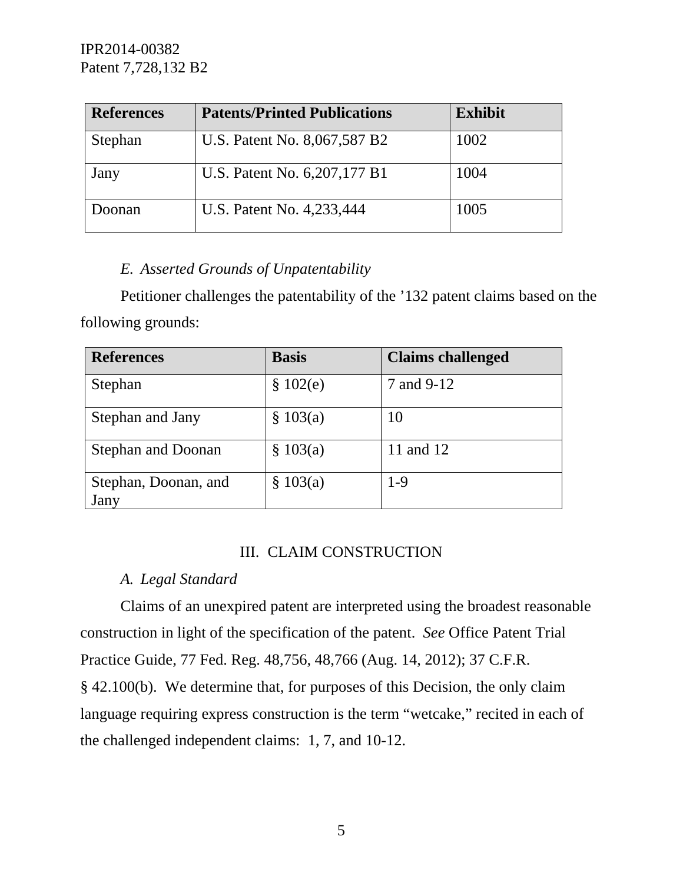| References | Patents/Printed Publications | Exhibit |
|---|---|---|
| Stephan | U.S. Patent No. 8,067,587 B2 | 1002 |
| Jany | U.S. Patent No. 6,207,177 B1 | 1004 |
| Doonan | U.S. Patent No. 4,233,444 | 1005 |

### *E. Asserted Grounds of Unpatentability*

Petitioner challenges the patentability of the ’132 patent claims based on the following grounds:

| References | Basis | Claims challenged |
|---|---|---|
| Stephan | § 102(e) | 7 and 9-12 |
| Stephan and Jany | § 103(a) | 10 |
| Stephan and Doonan | § 103(a) | 11 and 12 |
| Stephan, Doonan, and Jany | § 103(a) | 1-9 |

## III. CLAIM CONSTRUCTION

### *A. Legal Standard*

Claims of an unexpired patent are interpreted using the broadest reasonable construction in light of the specification of the patent. *See* Office Patent Trial Practice Guide, 77 Fed. Reg. 48,756, 48,766 (Aug. 14, 2012); 37 C.F.R. § 42.100(b). We determine that, for purposes of this Decision, the only claim language requiring express construction is the term “wetcake,” recited in each of the challenged independent claims: 1, 7, and 10-12.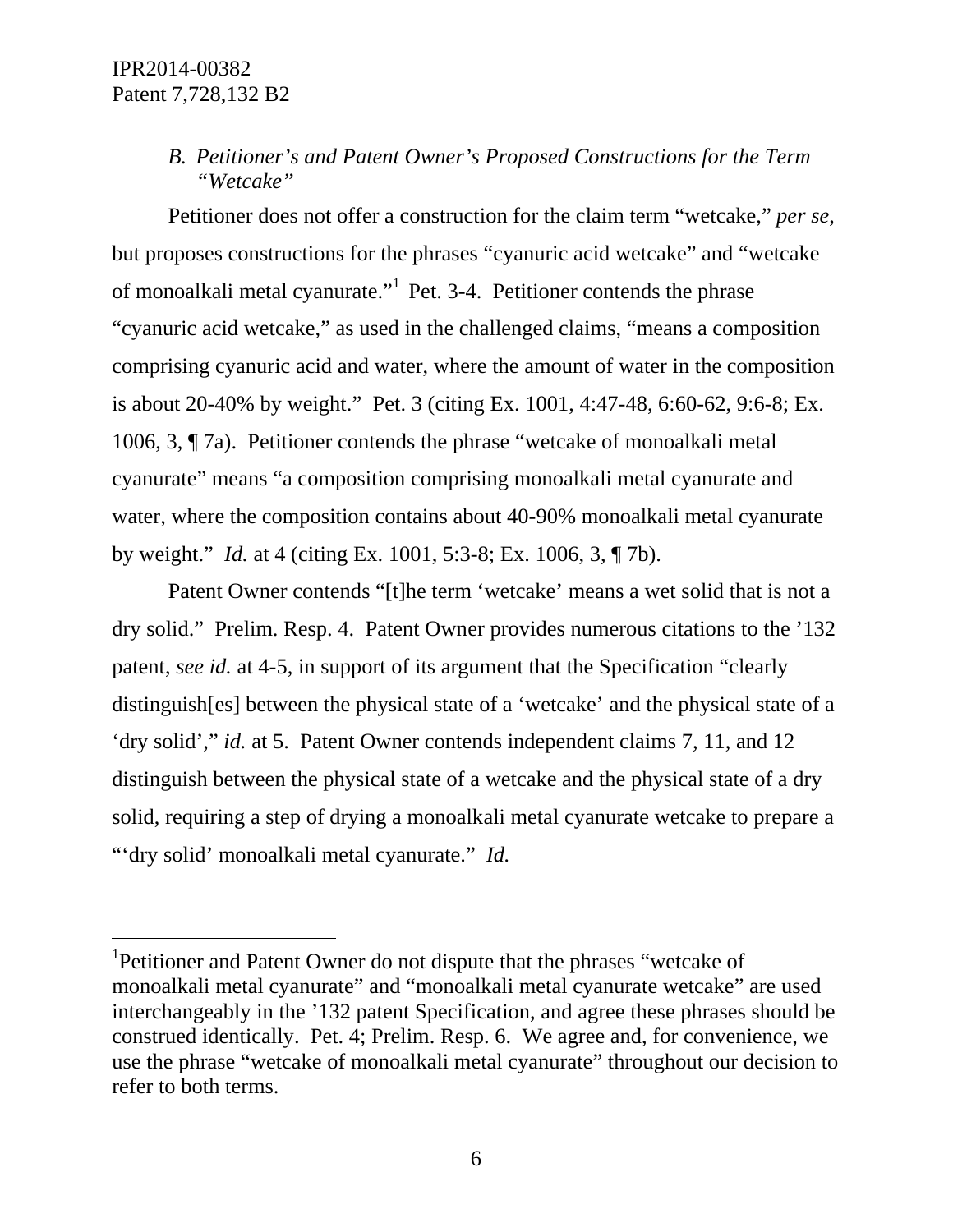### *B. Petitioner's and Patent Owner's Proposed Constructions for the Term "Wetcake"*

Petitioner does not offer a construction for the claim term "wetcake," *per se*, but proposes constructions for the phrases "cyanuric acid wetcake" and "wetcake of monoalkali metal cyanurate."[1] Pet. 3-4. Petitioner contends the phrase "cyanuric acid wetcake," as used in the challenged claims, "means a composition comprising cyanuric acid and water, where the amount of water in the composition is about 20-40% by weight." Pet. 3 (citing Ex. 1001, 4:47-48, 6:60-62, 9:6-8; Ex. 1006, 3, ¶ 7a). Petitioner contends the phrase "wetcake of monoalkali metal cyanurate" means "a composition comprising monoalkali metal cyanurate and water, where the composition contains about 40-90% monoalkali metal cyanurate by weight." *Id.* at 4 (citing Ex. 1001, 5:3-8; Ex. 1006, 3, ¶ 7b).

Patent Owner contends "[t]he term 'wetcake' means a wet solid that is not a dry solid." Prelim. Resp. 4. Patent Owner provides numerous citations to the '132 patent, *see id.* at 4-5, in support of its argument that the Specification "clearly distinguish[es] between the physical state of a 'wetcake' and the physical state of a 'dry solid'," *id.* at 5. Patent Owner contends independent claims 7, 11, and 12 distinguish between the physical state of a wetcake and the physical state of a dry solid, requiring a step of drying a monoalkali metal cyanurate wetcake to prepare a "'dry solid' monoalkali metal cyanurate." *Id.*

---

[1]Petitioner and Patent Owner do not dispute that the phrases "wetcake of monoalkali metal cyanurate" and "monoalkali metal cyanurate wetcake" are used interchangeably in the '132 patent Specification, and agree these phrases should be construed identically. Pet. 4; Prelim. Resp. 6. We agree and, for convenience, we use the phrase "wetcake of monoalkali metal cyanurate" throughout our decision to refer to both terms.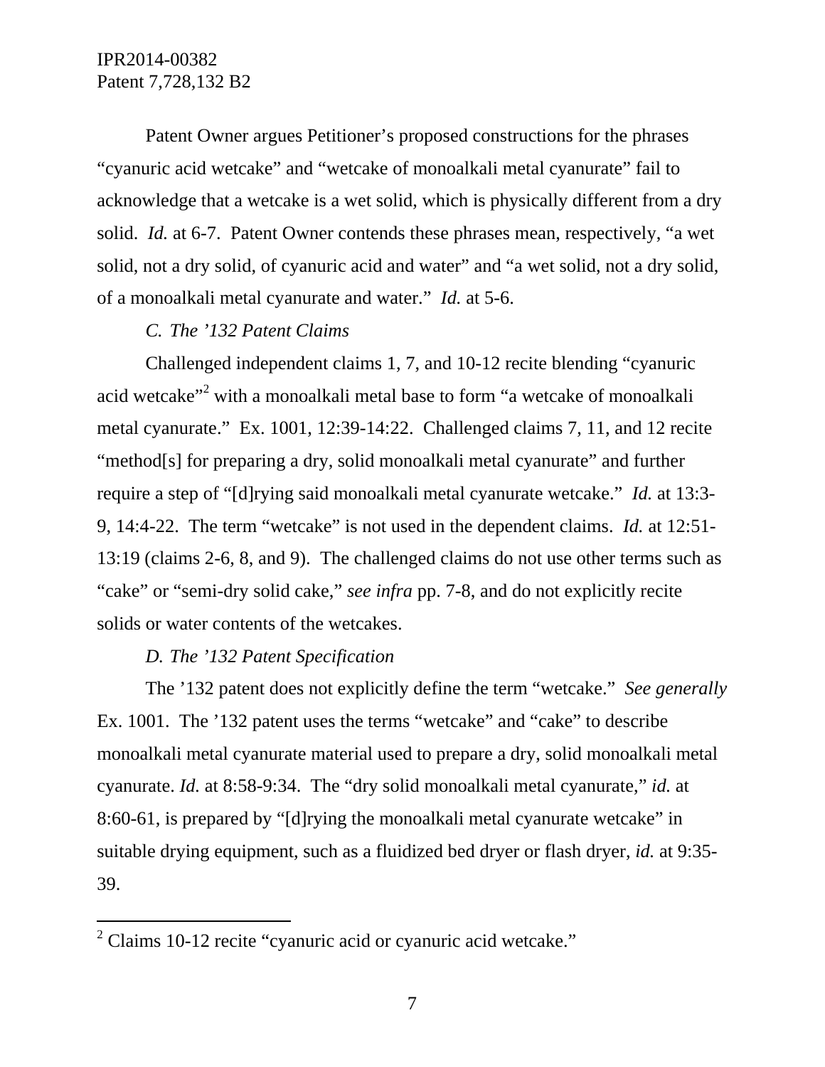Patent Owner argues Petitioner's proposed constructions for the phrases "cyanuric acid wetcake" and "wetcake of monoalkali metal cyanurate" fail to acknowledge that a wetcake is a wet solid, which is physically different from a dry solid. *Id.* at 6-7. Patent Owner contends these phrases mean, respectively, "a wet solid, not a dry solid, of cyanuric acid and water" and "a wet solid, not a dry solid, of a monoalkali metal cyanurate and water." *Id.* at 5-6.

*C. The '132 Patent Claims*

Challenged independent claims 1, 7, and 10-12 recite blending "cyanuric acid wetcake"[2] with a monoalkali metal base to form "a wetcake of monoalkali metal cyanurate." Ex. 1001, 12:39-14:22. Challenged claims 7, 11, and 12 recite "method[s] for preparing a dry, solid monoalkali metal cyanurate" and further require a step of "[d]rying said monoalkali metal cyanurate wetcake." *Id.* at 13:3-9, 14:4-22. The term "wetcake" is not used in the dependent claims. *Id.* at 12:51-13:19 (claims 2-6, 8, and 9). The challenged claims do not use other terms such as "cake" or "semi-dry solid cake," *see infra* pp. 7-8, and do not explicitly recite solids or water contents of the wetcakes.

*D. The '132 Patent Specification*

The '132 patent does not explicitly define the term "wetcake." *See generally* Ex. 1001. The '132 patent uses the terms "wetcake" and "cake" to describe monoalkali metal cyanurate material used to prepare a dry, solid monoalkali metal cyanurate. *Id.* at 8:58-9:34. The "dry solid monoalkali metal cyanurate," *id.* at 8:60-61, is prepared by "[d]rying the monoalkali metal cyanurate wetcake" in suitable drying equipment, such as a fluidized bed dryer or flash dryer, *id.* at 9:35-39.

---

[2] Claims 10-12 recite "cyanuric acid or cyanuric acid wetcake."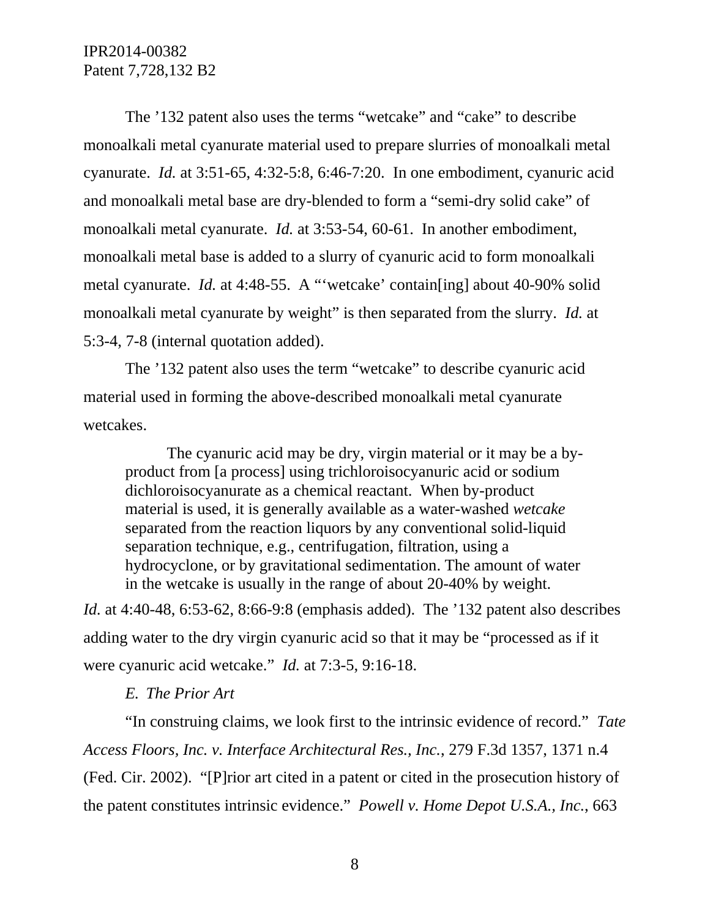The ’132 patent also uses the terms “wetcake” and “cake” to describe monoalkali metal cyanurate material used to prepare slurries of monoalkali metal cyanurate. *Id.* at 3:51-65, 4:32-5:8, 6:46-7:20. In one embodiment, cyanuric acid and monoalkali metal base are dry-blended to form a “semi-dry solid cake” of monoalkali metal cyanurate. *Id.* at 3:53-54, 60-61. In another embodiment, monoalkali metal base is added to a slurry of cyanuric acid to form monoalkali metal cyanurate. *Id.* at 4:48-55. A “‘wetcake’ contain[ing] about 40-90% solid monoalkali metal cyanurate by weight” is then separated from the slurry. *Id.* at 5:3-4, 7-8 (internal quotation added).

The ’132 patent also uses the term “wetcake” to describe cyanuric acid material used in forming the above-described monoalkali metal cyanurate wetcakes.

> The cyanuric acid may be dry, virgin material or it may be a by-product from [a process] using trichloroisocyanuric acid or sodium dichloroisocyanurate as a chemical reactant. When by-product material is used, it is generally available as a water-washed *wetcake* separated from the reaction liquors by any conventional solid-liquid separation technique, e.g., centrifugation, filtration, using a hydrocyclone, or by gravitational sedimentation. The amount of water in the wetcake is usually in the range of about 20-40% by weight.

*Id.* at 4:40-48, 6:53-62, 8:66-9:8 (emphasis added). The ’132 patent also describes adding water to the dry virgin cyanuric acid so that it may be “processed as if it were cyanuric acid wetcake.” *Id.* at 7:3-5, 9:16-18.

*E. The Prior Art*

“In construing claims, we look first to the intrinsic evidence of record.” *Tate Access Floors, Inc. v. Interface Architectural Res., Inc.*, 279 F.3d 1357, 1371 n.4 (Fed. Cir. 2002). “[P]rior art cited in a patent or cited in the prosecution history of the patent constitutes intrinsic evidence.” *Powell v. Home Depot U.S.A., Inc.*, 663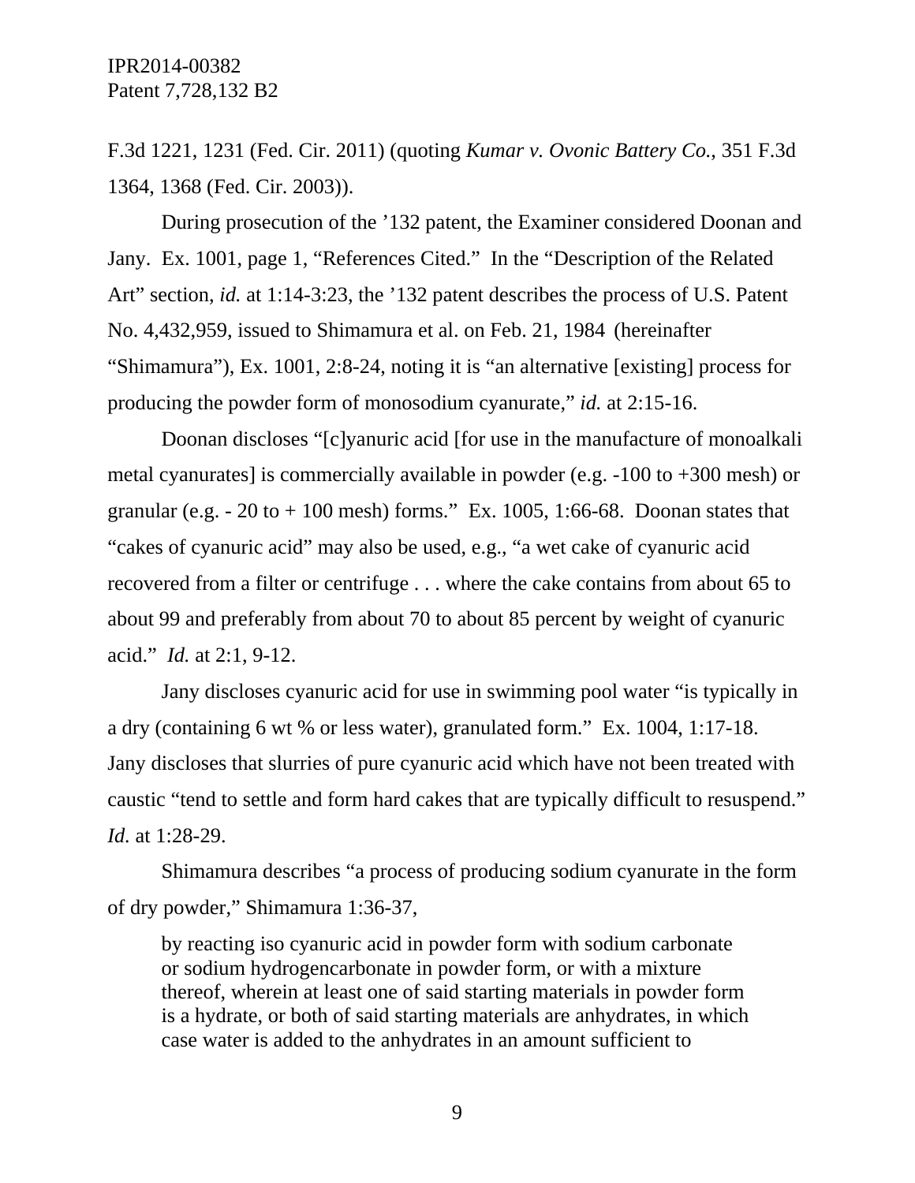F.3d 1221, 1231 (Fed. Cir. 2011) (quoting *Kumar v. Ovonic Battery Co.*, 351 F.3d 1364, 1368 (Fed. Cir. 2003)).

During prosecution of the ’132 patent, the Examiner considered Doonan and Jany. Ex. 1001, page 1, “References Cited.” In the “Description of the Related Art” section, *id.* at 1:14-3:23, the ’132 patent describes the process of U.S. Patent No. 4,432,959, issued to Shimamura et al. on Feb. 21, 1984 (hereinafter “Shimamura”), Ex. 1001, 2:8-24, noting it is “an alternative [existing] process for producing the powder form of monosodium cyanurate,” *id.* at 2:15-16.

Doonan discloses “[c]yanuric acid [for use in the manufacture of monoalkali metal cyanurates] is commercially available in powder (e.g. -100 to +300 mesh) or granular (e.g. - 20 to + 100 mesh) forms.” Ex. 1005, 1:66-68. Doonan states that “cakes of cyanuric acid” may also be used, e.g., “a wet cake of cyanuric acid recovered from a filter or centrifuge . . . where the cake contains from about 65 to about 99 and preferably from about 70 to about 85 percent by weight of cyanuric acid.” *Id.* at 2:1, 9-12.

Jany discloses cyanuric acid for use in swimming pool water “is typically in a dry (containing 6 wt % or less water), granulated form.” Ex. 1004, 1:17-18. Jany discloses that slurries of pure cyanuric acid which have not been treated with caustic “tend to settle and form hard cakes that are typically difficult to resuspend.” *Id.* at 1:28-29.

Shimamura describes “a process of producing sodium cyanurate in the form of dry powder,” Shimamura 1:36-37,

> by reacting iso cyanuric acid in powder form with sodium carbonate or sodium hydrogencarbonate in powder form, or with a mixture thereof, wherein at least one of said starting materials in powder form is a hydrate, or both of said starting materials are anhydrates, in which case water is added to the anhydrates in an amount sufficient to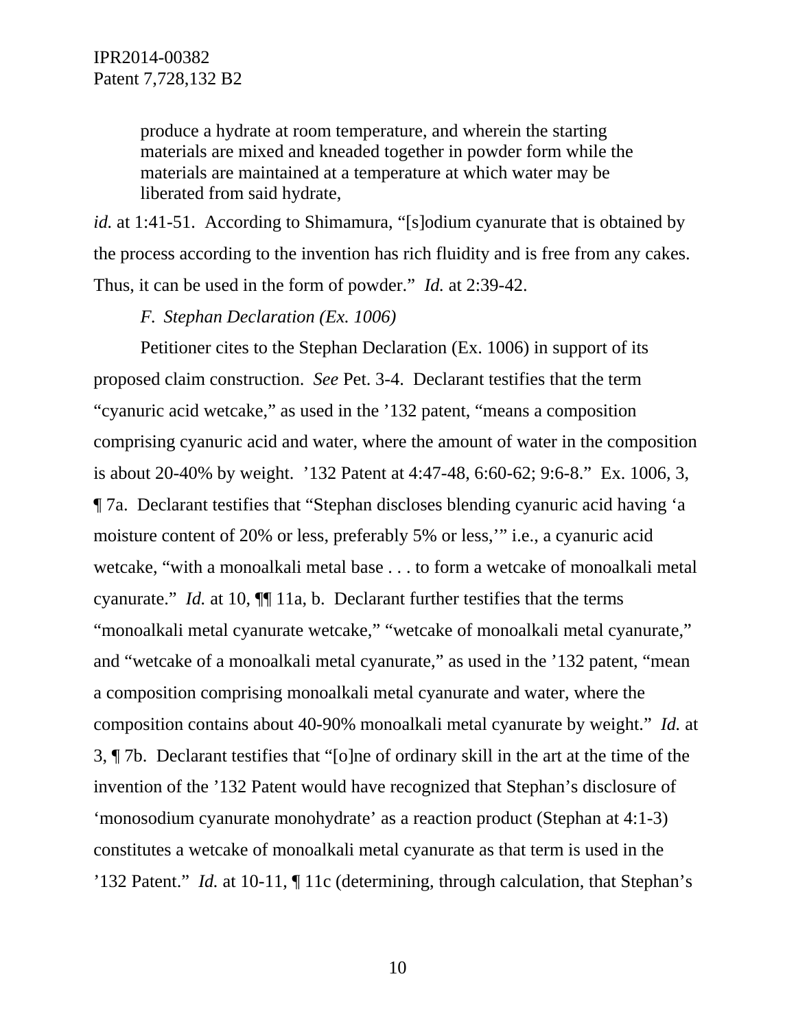> produce a hydrate at room temperature, and wherein the starting materials are mixed and kneaded together in powder form while the materials are maintained at a temperature at which water may be liberated from said hydrate,

*id.* at 1:41-51. According to Shimamura, "[s]odium cyanurate that is obtained by the process according to the invention has rich fluidity and is free from any cakes. Thus, it can be used in the form of powder." *Id.* at 2:39-42.

*F. Stephan Declaration (Ex. 1006)*

Petitioner cites to the Stephan Declaration (Ex. 1006) in support of its proposed claim construction. *See* Pet. 3-4. Declarant testifies that the term "cyanuric acid wetcake," as used in the '132 patent, "means a composition comprising cyanuric acid and water, where the amount of water in the composition is about 20-40% by weight. '132 Patent at 4:47-48, 6:60-62; 9:6-8." Ex. 1006, 3, ¶ 7a. Declarant testifies that "Stephan discloses blending cyanuric acid having 'a moisture content of 20% or less, preferably 5% or less,'" i.e., a cyanuric acid wetcake, "with a monoalkali metal base . . . to form a wetcake of monoalkali metal cyanurate." *Id.* at 10, ¶¶ 11a, b. Declarant further testifies that the terms "monoalkali metal cyanurate wetcake," "wetcake of monoalkali metal cyanurate," and "wetcake of a monoalkali metal cyanurate," as used in the '132 patent, "mean a composition comprising monoalkali metal cyanurate and water, where the composition contains about 40-90% monoalkali metal cyanurate by weight." *Id.* at 3, ¶ 7b. Declarant testifies that "[o]ne of ordinary skill in the art at the time of the invention of the '132 Patent would have recognized that Stephan's disclosure of 'monosodium cyanurate monohydrate' as a reaction product (Stephan at 4:1-3) constitutes a wetcake of monoalkali metal cyanurate as that term is used in the '132 Patent." *Id.* at 10-11, ¶ 11c (determining, through calculation, that Stephan's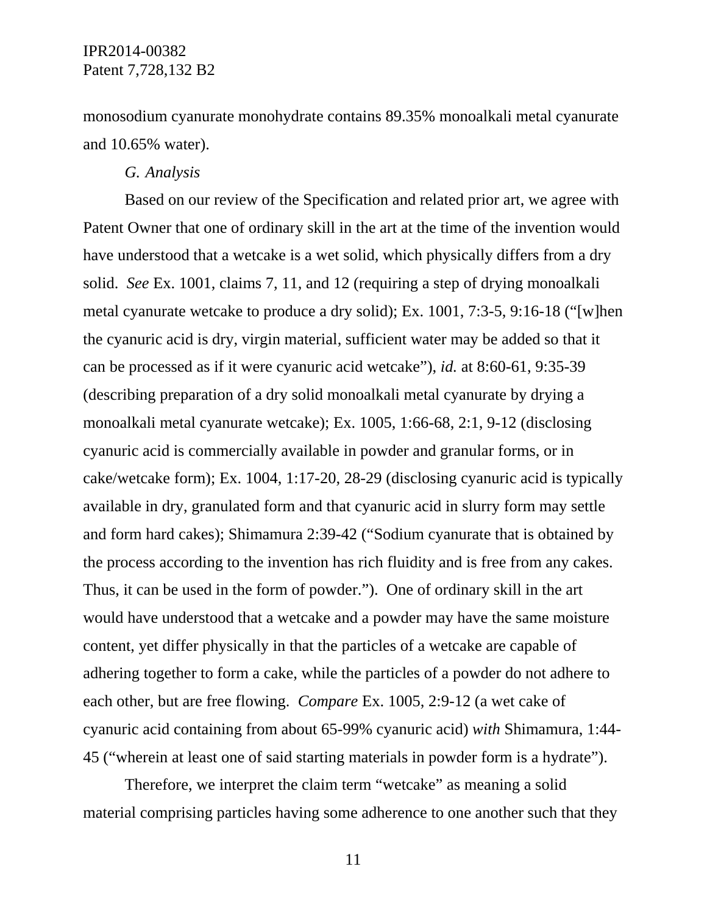monosodium cyanurate monohydrate contains 89.35% monoalkali metal cyanurate and 10.65% water).

*G. Analysis*

Based on our review of the Specification and related prior art, we agree with Patent Owner that one of ordinary skill in the art at the time of the invention would have understood that a wetcake is a wet solid, which physically differs from a dry solid. *See* Ex. 1001, claims 7, 11, and 12 (requiring a step of drying monoalkali metal cyanurate wetcake to produce a dry solid); Ex. 1001, 7:3-5, 9:16-18 ("[w]hen the cyanuric acid is dry, virgin material, sufficient water may be added so that it can be processed as if it were cyanuric acid wetcake"), *id.* at 8:60-61, 9:35-39 (describing preparation of a dry solid monoalkali metal cyanurate by drying a monoalkali metal cyanurate wetcake); Ex. 1005, 1:66-68, 2:1, 9-12 (disclosing cyanuric acid is commercially available in powder and granular forms, or in cake/wetcake form); Ex. 1004, 1:17-20, 28-29 (disclosing cyanuric acid is typically available in dry, granulated form and that cyanuric acid in slurry form may settle and form hard cakes); Shimamura 2:39-42 ("Sodium cyanurate that is obtained by the process according to the invention has rich fluidity and is free from any cakes. Thus, it can be used in the form of powder."). One of ordinary skill in the art would have understood that a wetcake and a powder may have the same moisture content, yet differ physically in that the particles of a wetcake are capable of adhering together to form a cake, while the particles of a powder do not adhere to each other, but are free flowing. *Compare* Ex. 1005, 2:9-12 (a wet cake of cyanuric acid containing from about 65-99% cyanuric acid) *with* Shimamura, 1:44-45 ("wherein at least one of said starting materials in powder form is a hydrate").

Therefore, we interpret the claim term "wetcake" as meaning a solid material comprising particles having some adherence to one another such that they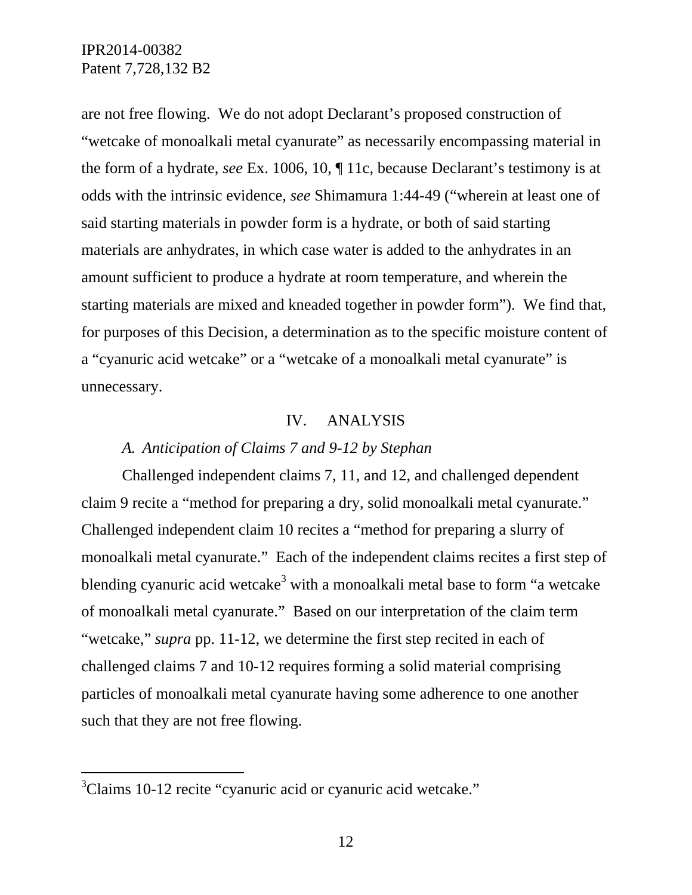are not free flowing. We do not adopt Declarant's proposed construction of "wetcake of monoalkali metal cyanurate" as necessarily encompassing material in the form of a hydrate, *see* Ex. 1006, 10, ¶ 11c, because Declarant's testimony is at odds with the intrinsic evidence, *see* Shimamura 1:44-49 ("wherein at least one of said starting materials in powder form is a hydrate, or both of said starting materials are anhydrates, in which case water is added to the anhydrates in an amount sufficient to produce a hydrate at room temperature, and wherein the starting materials are mixed and kneaded together in powder form"). We find that, for purposes of this Decision, a determination as to the specific moisture content of a "cyanuric acid wetcake" or a "wetcake of a monoalkali metal cyanurate" is unnecessary.

## IV. ANALYSIS

### *A. Anticipation of Claims 7 and 9-12 by Stephan*

Challenged independent claims 7, 11, and 12, and challenged dependent claim 9 recite a "method for preparing a dry, solid monoalkali metal cyanurate." Challenged independent claim 10 recites a "method for preparing a slurry of monoalkali metal cyanurate." Each of the independent claims recites a first step of blending cyanuric acid wetcake[3] with a monoalkali metal base to form "a wetcake of monoalkali metal cyanurate." Based on our interpretation of the claim term "wetcake," *supra* pp. 11-12, we determine the first step recited in each of challenged claims 7 and 10-12 requires forming a solid material comprising particles of monoalkali metal cyanurate having some adherence to one another such that they are not free flowing.

[3] Claims 10-12 recite "cyanuric acid or cyanuric acid wetcake."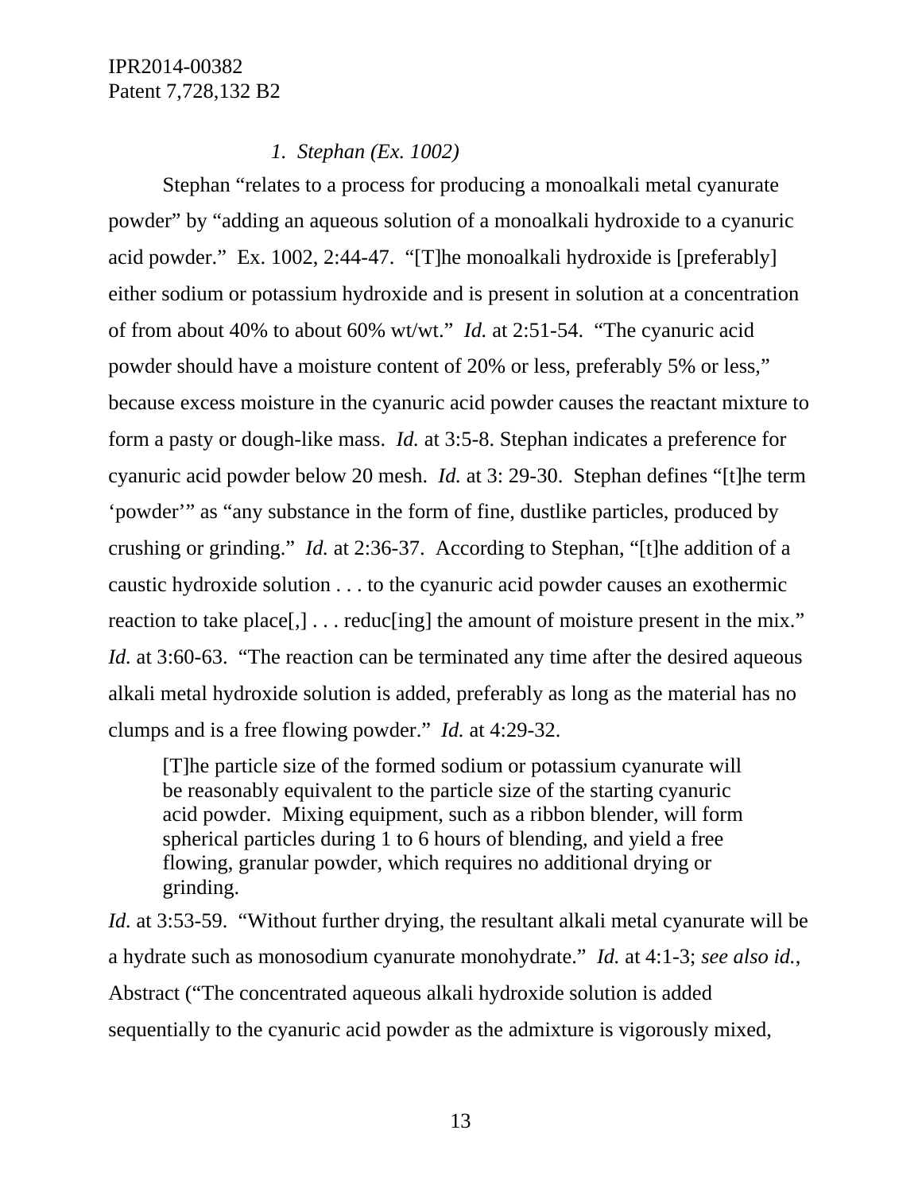*1. Stephan (Ex. 1002)*

Stephan "relates to a process for producing a monoalkali metal cyanurate powder" by "adding an aqueous solution of a monoalkali hydroxide to a cyanuric acid powder." Ex. 1002, 2:44-47. "[T]he monoalkali hydroxide is [preferably] either sodium or potassium hydroxide and is present in solution at a concentration of from about 40% to about 60% wt/wt." *Id.* at 2:51-54. "The cyanuric acid powder should have a moisture content of 20% or less, preferably 5% or less," because excess moisture in the cyanuric acid powder causes the reactant mixture to form a pasty or dough-like mass. *Id.* at 3:5-8. Stephan indicates a preference for cyanuric acid powder below 20 mesh. *Id.* at 3: 29-30. Stephan defines "[t]he term 'powder'" as "any substance in the form of fine, dustlike particles, produced by crushing or grinding." *Id.* at 2:36-37. According to Stephan, "[t]he addition of a caustic hydroxide solution . . . to the cyanuric acid powder causes an exothermic reaction to take place[,] . . . reduc[ing] the amount of moisture present in the mix." *Id.* at 3:60-63. "The reaction can be terminated any time after the desired aqueous alkali metal hydroxide solution is added, preferably as long as the material has no clumps and is a free flowing powder." *Id.* at 4:29-32.

> [T]he particle size of the formed sodium or potassium cyanurate will be reasonably equivalent to the particle size of the starting cyanuric acid powder. Mixing equipment, such as a ribbon blender, will form spherical particles during 1 to 6 hours of blending, and yield a free flowing, granular powder, which requires no additional drying or grinding.

*Id.* at 3:53-59. "Without further drying, the resultant alkali metal cyanurate will be a hydrate such as monosodium cyanurate monohydrate." *Id.* at 4:1-3; *see also id.*, Abstract ("The concentrated aqueous alkali hydroxide solution is added sequentially to the cyanuric acid powder as the admixture is vigorously mixed,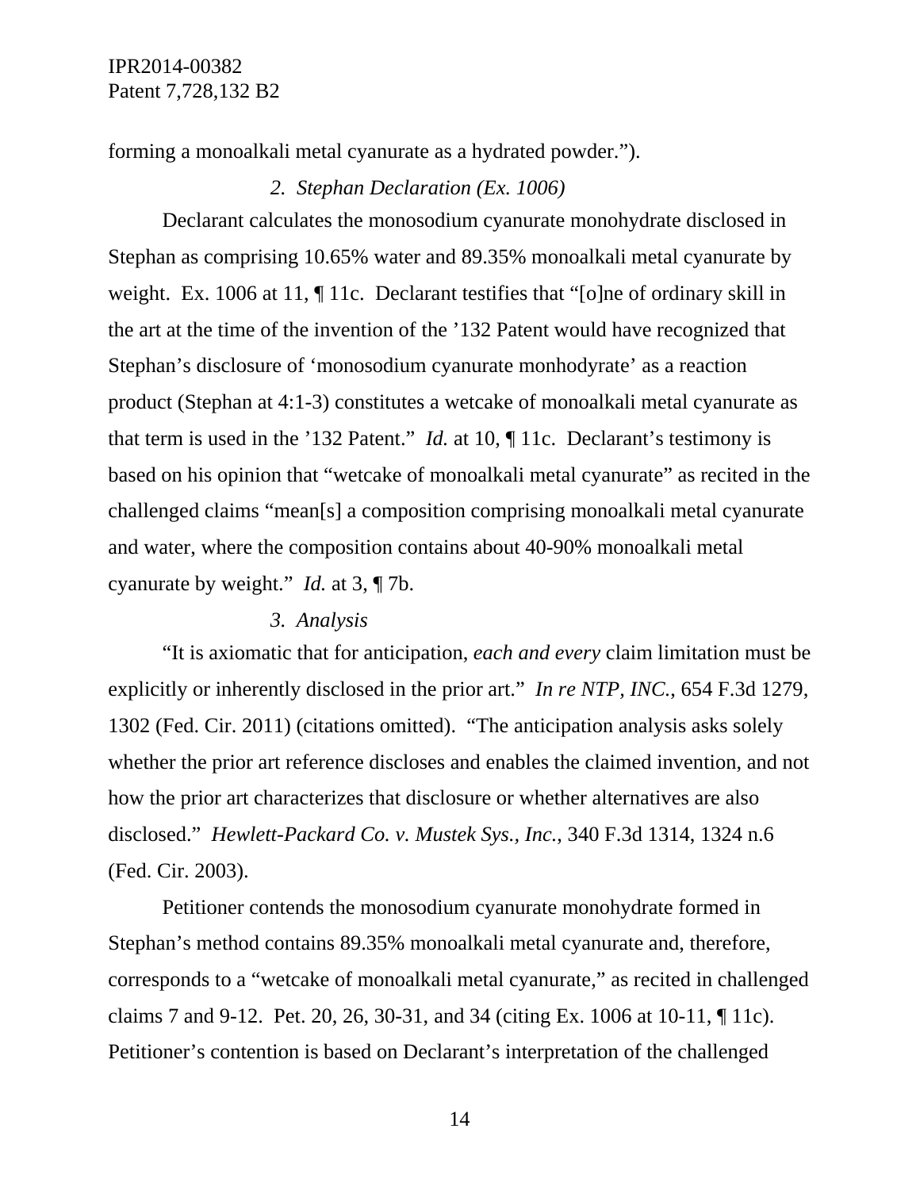forming a monoalkali metal cyanurate as a hydrated powder.").

### *2. Stephan Declaration (Ex. 1006)*

Declarant calculates the monosodium cyanurate monohydrate disclosed in Stephan as comprising 10.65% water and 89.35% monoalkali metal cyanurate by weight. Ex. 1006 at 11, ¶ 11c. Declarant testifies that "[o]ne of ordinary skill in the art at the time of the invention of the '132 Patent would have recognized that Stephan's disclosure of 'monosodium cyanurate monhodyrate' as a reaction product (Stephan at 4:1-3) constitutes a wetcake of monoalkali metal cyanurate as that term is used in the '132 Patent." *Id.* at 10, ¶ 11c. Declarant's testimony is based on his opinion that "wetcake of monoalkali metal cyanurate" as recited in the challenged claims "mean[s] a composition comprising monoalkali metal cyanurate and water, where the composition contains about 40-90% monoalkali metal cyanurate by weight." *Id.* at 3, ¶ 7b.

### *3. Analysis*

"It is axiomatic that for anticipation, *each and every* claim limitation must be explicitly or inherently disclosed in the prior art." *In re NTP, INC.*, 654 F.3d 1279, 1302 (Fed. Cir. 2011) (citations omitted). "The anticipation analysis asks solely whether the prior art reference discloses and enables the claimed invention, and not how the prior art characterizes that disclosure or whether alternatives are also disclosed." *Hewlett-Packard Co. v. Mustek Sys., Inc.*, 340 F.3d 1314, 1324 n.6 (Fed. Cir. 2003).

Petitioner contends the monosodium cyanurate monohydrate formed in Stephan's method contains 89.35% monoalkali metal cyanurate and, therefore, corresponds to a "wetcake of monoalkali metal cyanurate," as recited in challenged claims 7 and 9-12. Pet. 20, 26, 30-31, and 34 (citing Ex. 1006 at 10-11, ¶ 11c). Petitioner's contention is based on Declarant's interpretation of the challenged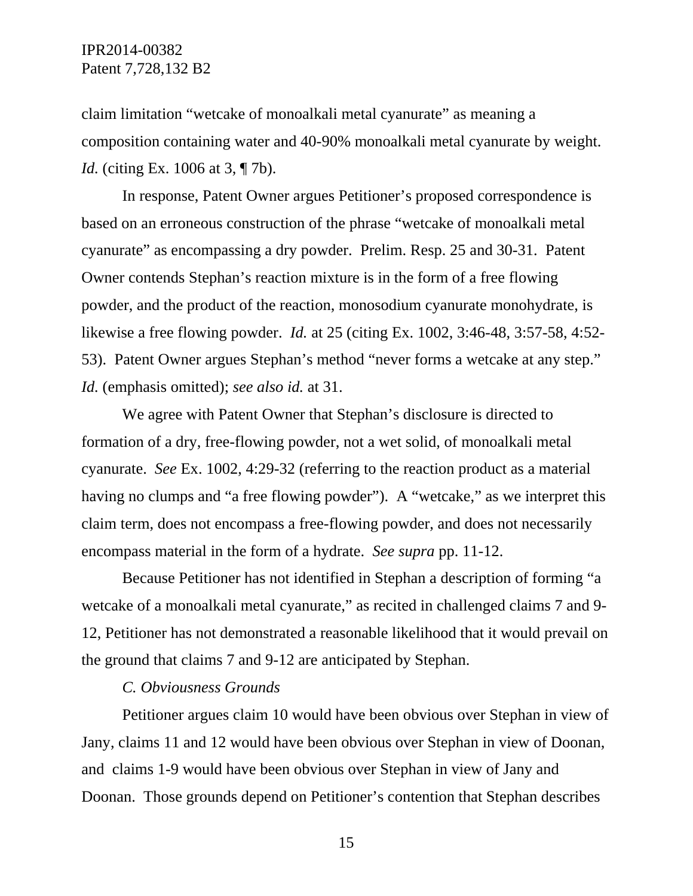claim limitation "wetcake of monoalkali metal cyanurate" as meaning a composition containing water and 40-90% monoalkali metal cyanurate by weight. *Id.* (citing Ex. 1006 at 3, ¶ 7b).

In response, Patent Owner argues Petitioner's proposed correspondence is based on an erroneous construction of the phrase "wetcake of monoalkali metal cyanurate" as encompassing a dry powder. Prelim. Resp. 25 and 30-31. Patent Owner contends Stephan's reaction mixture is in the form of a free flowing powder, and the product of the reaction, monosodium cyanurate monohydrate, is likewise a free flowing powder. *Id.* at 25 (citing Ex. 1002, 3:46-48, 3:57-58, 4:52-53). Patent Owner argues Stephan's method "never forms a wetcake at any step." *Id.* (emphasis omitted); *see also id.* at 31.

We agree with Patent Owner that Stephan's disclosure is directed to formation of a dry, free-flowing powder, not a wet solid, of monoalkali metal cyanurate. *See* Ex. 1002, 4:29-32 (referring to the reaction product as a material having no clumps and "a free flowing powder"). A "wetcake," as we interpret this claim term, does not encompass a free-flowing powder, and does not necessarily encompass material in the form of a hydrate. *See supra* pp. 11-12.

Because Petitioner has not identified in Stephan a description of forming "a wetcake of a monoalkali metal cyanurate," as recited in challenged claims 7 and 9-12, Petitioner has not demonstrated a reasonable likelihood that it would prevail on the ground that claims 7 and 9-12 are anticipated by Stephan.

*C. Obviousness Grounds*

Petitioner argues claim 10 would have been obvious over Stephan in view of Jany, claims 11 and 12 would have been obvious over Stephan in view of Doonan, and claims 1-9 would have been obvious over Stephan in view of Jany and Doonan. Those grounds depend on Petitioner's contention that Stephan describes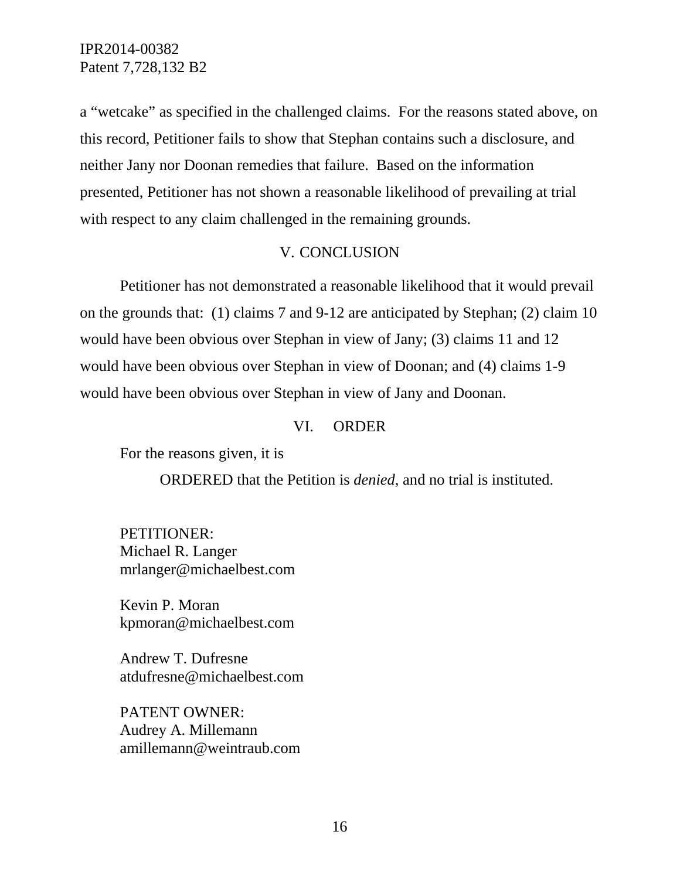a "wetcake" as specified in the challenged claims. For the reasons stated above, on this record, Petitioner fails to show that Stephan contains such a disclosure, and neither Jany nor Doonan remedies that failure. Based on the information presented, Petitioner has not shown a reasonable likelihood of prevailing at trial with respect to any claim challenged in the remaining grounds.

## V. CONCLUSION

Petitioner has not demonstrated a reasonable likelihood that it would prevail on the grounds that: (1) claims 7 and 9-12 are anticipated by Stephan; (2) claim 10 would have been obvious over Stephan in view of Jany; (3) claims 11 and 12 would have been obvious over Stephan in view of Doonan; and (4) claims 1-9 would have been obvious over Stephan in view of Jany and Doonan.

## VI. ORDER

For the reasons given, it is

ORDERED that the Petition is *denied*, and no trial is instituted.

PETITIONER:
Michael R. Langer
mrlanger@michaelbest.com

Kevin P. Moran
kpmoran@michaelbest.com

Andrew T. Dufresne
atdufresne@michaelbest.com

PATENT OWNER:
Audrey A. Millemann
amillemann@weintraub.com